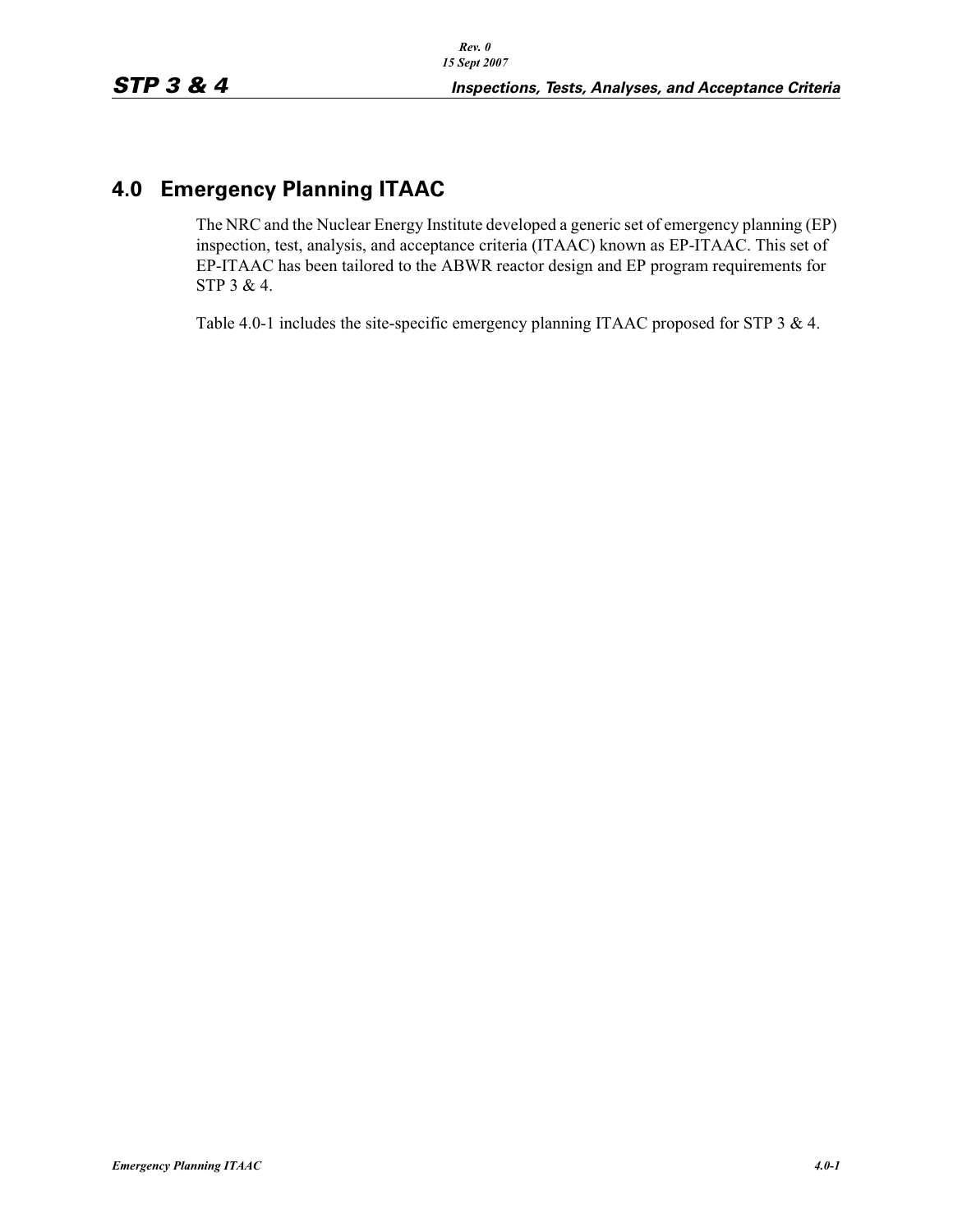# 4.0 Emergency Planning ITAAC

The NRC and the Nuclear Energy Institute developed a generic set of emergency planning (EP) inspection, test, analysis, and acceptance criteria (ITAAC) known as EP-ITAAC. This set of EP-ITAAC has been tailored to the ABWR reactor design and EP program requirements for STP 3 & 4.

Table 4.0-1 includes the site-specific emergency planning ITAAC proposed for STP 3 & 4.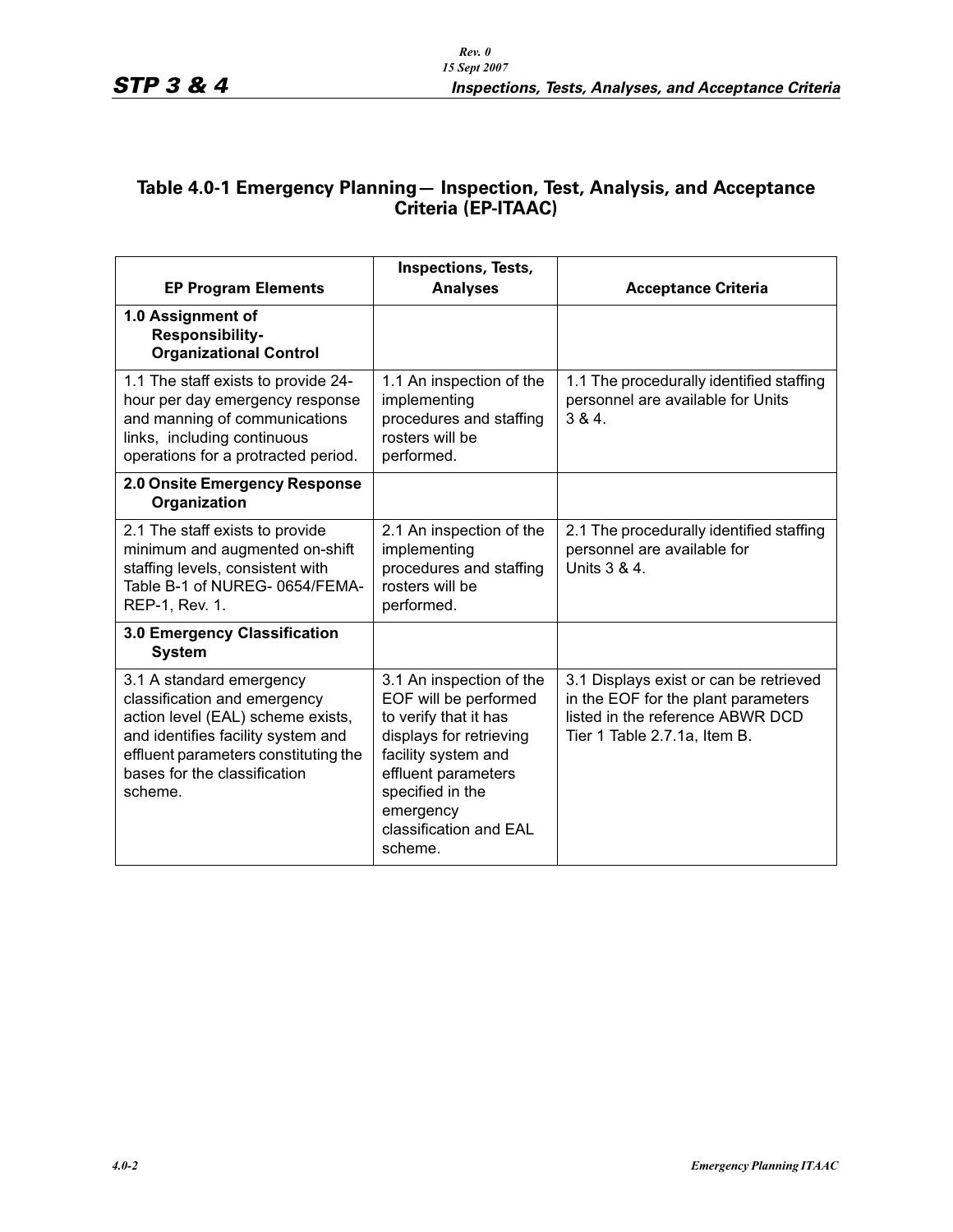## Table 4.0-1 Emergency Planning— Inspection, Test, Analysis, and Acceptance Criteria (EP-ITAAC)

| EP Program Elements | Inspections, Tests, Analyses | Acceptance Criteria |
|---|---|---|
| **1.0 Assignment of Responsibility-Organizational Control** | | |
| 1.1 The staff exists to provide 24-hour per day emergency response and manning of communications links, including continuous operations for a protracted period. | 1.1 An inspection of the implementing procedures and staffing rosters will be performed. | 1.1 The procedurally identified staffing personnel are available for Units 3 & 4. |
| **2.0 Onsite Emergency Response Organization** | | |
| 2.1 The staff exists to provide minimum and augmented on-shift staffing levels, consistent with Table B-1 of NUREG- 0654/FEMA-REP-1, Rev. 1. | 2.1 An inspection of the implementing procedures and staffing rosters will be performed. | 2.1 The procedurally identified staffing personnel are available for Units 3 & 4. |
| **3.0 Emergency Classification System** | | |
| 3.1 A standard emergency classification and emergency action level (EAL) scheme exists, and identifies facility system and effluent parameters constituting the bases for the classification scheme. | 3.1 An inspection of the EOF will be performed to verify that it has displays for retrieving facility system and effluent parameters specified in the emergency classification and EAL scheme. | 3.1 Displays exist or can be retrieved in the EOF for the plant parameters listed in the reference ABWR DCD Tier 1 Table 2.7.1a, Item B. |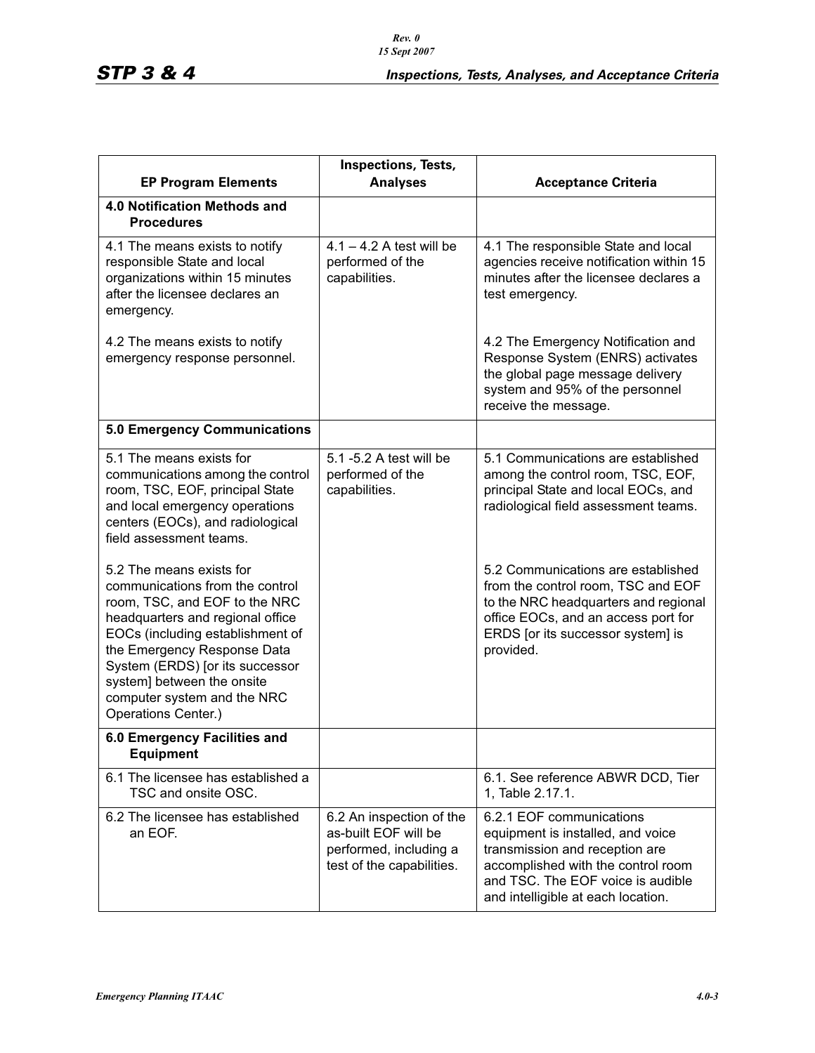| EP Program Elements | Inspections, Tests, Analyses | Acceptance Criteria |
|---|---|---|
| **4.0 Notification Methods and Procedures** | | |
| 4.1 The means exists to notify responsible State and local organizations within 15 minutes after the licensee declares an emergency.<br><br>4.2 The means exists to notify emergency response personnel. | 4.1 – 4.2 A test will be performed of the capabilities. | 4.1 The responsible State and local agencies receive notification within 15 minutes after the licensee declares a test emergency.<br><br>4.2 The Emergency Notification and Response System (ENRS) activates the global page message delivery system and 95% of the personnel receive the message. |
| **5.0 Emergency Communications** | | |
| 5.1 The means exists for communications among the control room, TSC, EOF, principal State and local emergency operations centers (EOCs), and radiological field assessment teams.<br><br>5.2 The means exists for communications from the control room, TSC, and EOF to the NRC headquarters and regional office EOCs (including establishment of the Emergency Response Data System (ERDS) [or its successor system] between the onsite computer system and the NRC Operations Center.) | 5.1 -5.2 A test will be performed of the capabilities. | 5.1 Communications are established among the control room, TSC, EOF, principal State and local EOCs, and radiological field assessment teams.<br><br>5.2 Communications are established from the control room, TSC and EOF to the NRC headquarters and regional office EOCs, and an access port for ERDS [or its successor system] is provided. |
| **6.0 Emergency Facilities and Equipment** | | |
| 6.1 The licensee has established a TSC and onsite OSC. | | 6.1. See reference ABWR DCD, Tier 1, Table 2.17.1. |
| 6.2 The licensee has established an EOF. | 6.2 An inspection of the as-built EOF will be performed, including a test of the capabilities. | 6.2.1 EOF communications equipment is installed, and voice transmission and reception are accomplished with the control room and TSC. The EOF voice is audible and intelligible at each location. |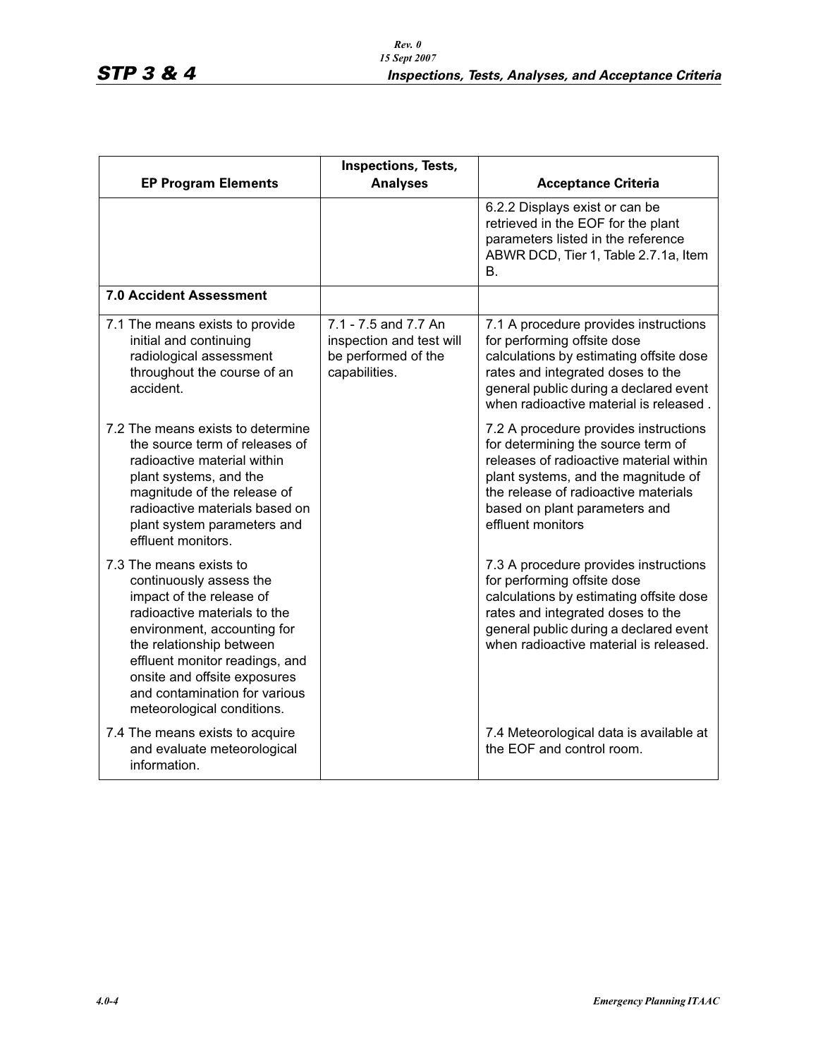| EP Program Elements | Inspections, Tests, Analyses | Acceptance Criteria |
| --- | --- | --- |
| | | 6.2.2 Displays exist or can be retrieved in the EOF for the plant parameters listed in the reference ABWR DCD, Tier 1, Table 2.7.1a, Item B. |
| **7.0 Accident Assessment** | | |
| 7.1 The means exists to provide initial and continuing radiological assessment throughout the course of an accident. | 7.1 - 7.5 and 7.7 An inspection and test will be performed of the capabilities. | 7.1 A procedure provides instructions for performing offsite dose calculations by estimating offsite dose rates and integrated doses to the general public during a declared event when radioactive material is released . |
| 7.2 The means exists to determine the source term of releases of radioactive material within plant systems, and the magnitude of the release of radioactive materials based on plant system parameters and effluent monitors. | | 7.2 A procedure provides instructions for determining the source term of releases of radioactive material within plant systems, and the magnitude of the release of radioactive materials based on plant parameters and effluent monitors |
| 7.3 The means exists to continuously assess the impact of the release of radioactive materials to the environment, accounting for the relationship between effluent monitor readings, and onsite and offsite exposures and contamination for various meteorological conditions. | | 7.3 A procedure provides instructions for performing offsite dose calculations by estimating offsite dose rates and integrated doses to the general public during a declared event when radioactive material is released. |
| 7.4 The means exists to acquire and evaluate meteorological information. | | 7.4 Meteorological data is available at the EOF and control room. |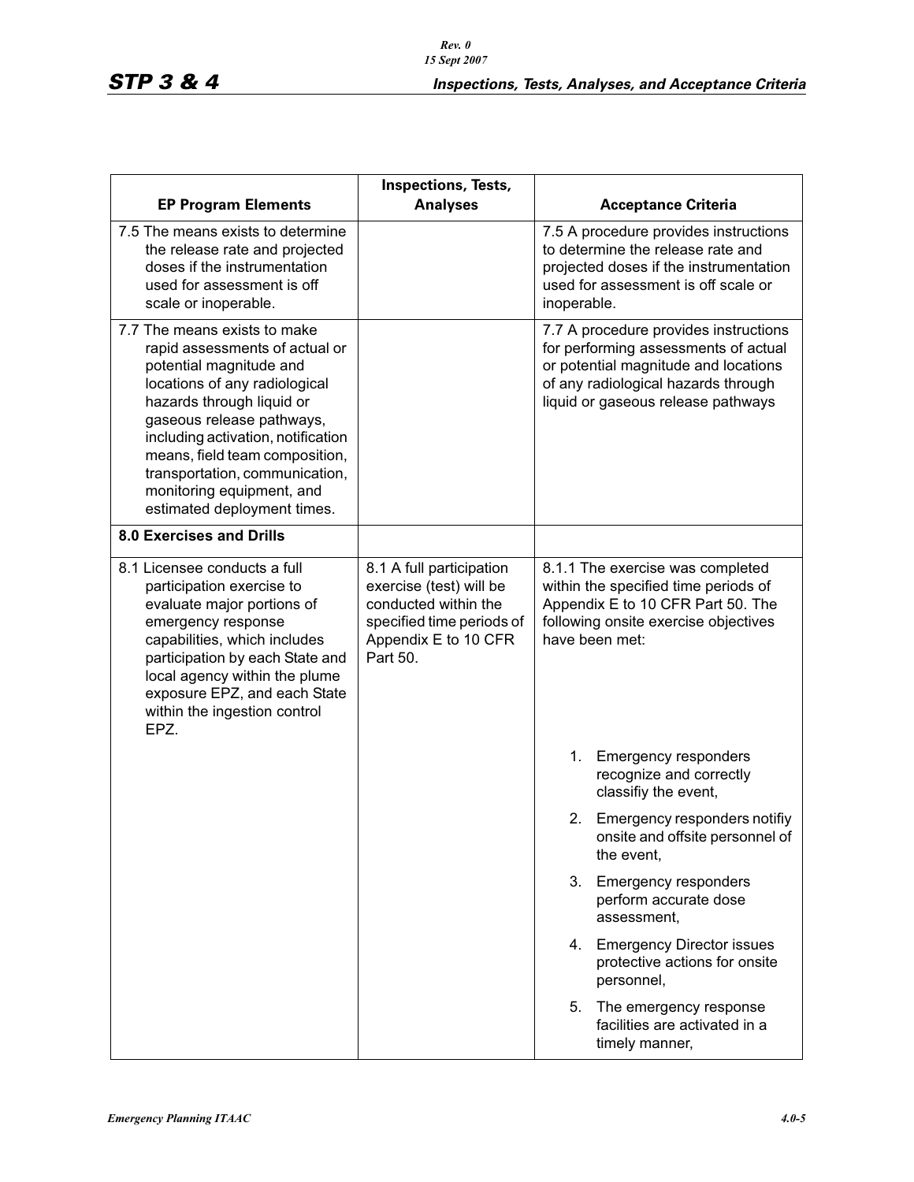| EP Program Elements | Inspections, Tests, Analyses | Acceptance Criteria |
|---|---|---|
| 7.5 The means exists to determine the release rate and projected doses if the instrumentation used for assessment is off scale or inoperable. | | 7.5 A procedure provides instructions to determine the release rate and projected doses if the instrumentation used for assessment is off scale or inoperable. |
| 7.7 The means exists to make rapid assessments of actual or potential magnitude and locations of any radiological hazards through liquid or gaseous release pathways, including activation, notification means, field team composition, transportation, communication, monitoring equipment, and estimated deployment times. | | 7.7 A procedure provides instructions for performing assessments of actual or potential magnitude and locations of any radiological hazards through liquid or gaseous release pathways |
| **8.0 Exercises and Drills** | | |
| 8.1 Licensee conducts a full participation exercise to evaluate major portions of emergency response capabilities, which includes participation by each State and local agency within the plume exposure EPZ, and each State within the ingestion control EPZ. | 8.1 A full participation exercise (test) will be conducted within the specified time periods of Appendix E to 10 CFR Part 50. | 8.1.1 The exercise was completed within the specified time periods of Appendix E to 10 CFR Part 50. The following onsite exercise objectives have been met:<br>1. Emergency responders recognize and correctly classifiy the event,<br>2. Emergency responders notifiy onsite and offsite personnel of the event,<br>3. Emergency responders perform accurate dose assessment,<br>4. Emergency Director issues protective actions for onsite personnel,<br>5. The emergency response facilities are activated in a timely manner, |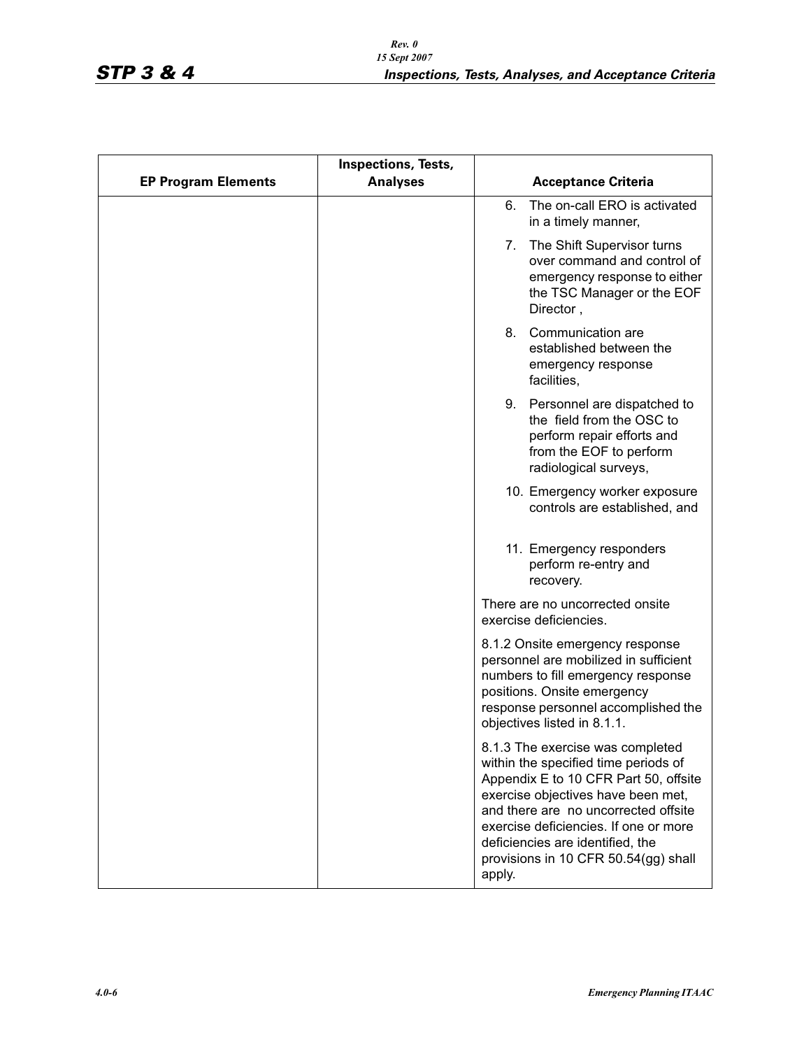| EP Program Elements | Inspections, Tests, Analyses | Acceptance Criteria |
|---|---|---|
| | | 6. The on-call ERO is activated in a timely manner, |
| | | 7. The Shift Supervisor turns over command and control of emergency response to either the TSC Manager or the EOF Director , |
| | | 8. Communication are established between the emergency response facilities, |
| | | 9. Personnel are dispatched to the field from the OSC to perform repair efforts and from the EOF to perform radiological surveys, |
| | | 10. Emergency worker exposure controls are established, and |
| | | 11. Emergency responders perform re-entry and recovery. |
| | | There are no uncorrected onsite exercise deficiencies. |
| | | 8.1.2 Onsite emergency response personnel are mobilized in sufficient numbers to fill emergency response positions. Onsite emergency response personnel accomplished the objectives listed in 8.1.1. |
| | | 8.1.3 The exercise was completed within the specified time periods of Appendix E to 10 CFR Part 50, offsite exercise objectives have been met, and there are no uncorrected offsite exercise deficiencies. If one or more deficiencies are identified, the provisions in 10 CFR 50.54(gg) shall apply. |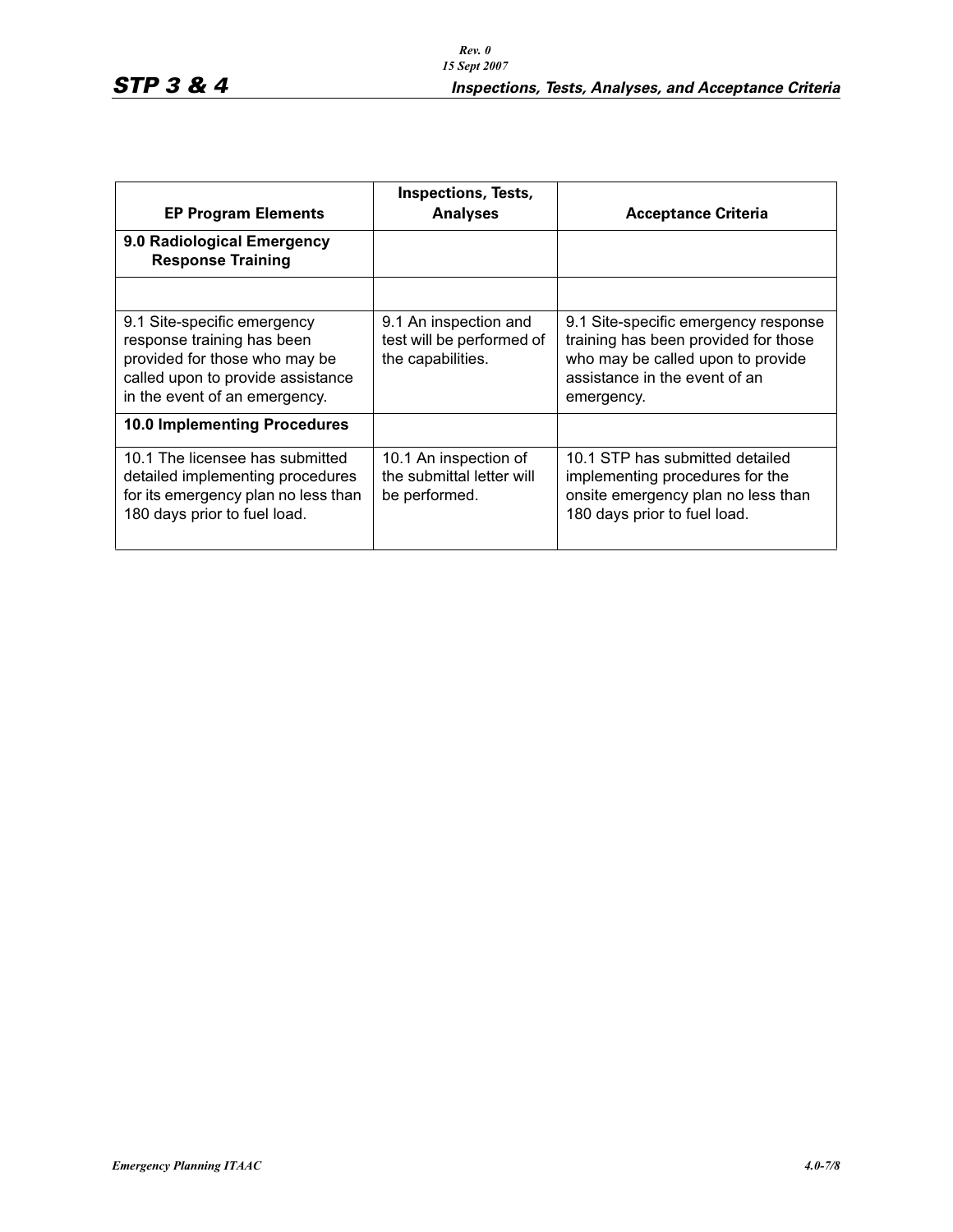| EP Program Elements | Inspections, Tests, Analyses | Acceptance Criteria |
| --- | --- | --- |
| **9.0 Radiological Emergency Response Training** | | |
| | | |
| 9.1 Site-specific emergency response training has been provided for those who may be called upon to provide assistance in the event of an emergency. | 9.1 An inspection and test will be performed of the capabilities. | 9.1 Site-specific emergency response training has been provided for those who may be called upon to provide assistance in the event of an emergency. |
| **10.0 Implementing Procedures** | | |
| 10.1 The licensee has submitted detailed implementing procedures for its emergency plan no less than 180 days prior to fuel load. | 10.1 An inspection of the submittal letter will be performed. | 10.1 STP has submitted detailed implementing procedures for the onsite emergency plan no less than 180 days prior to fuel load. |